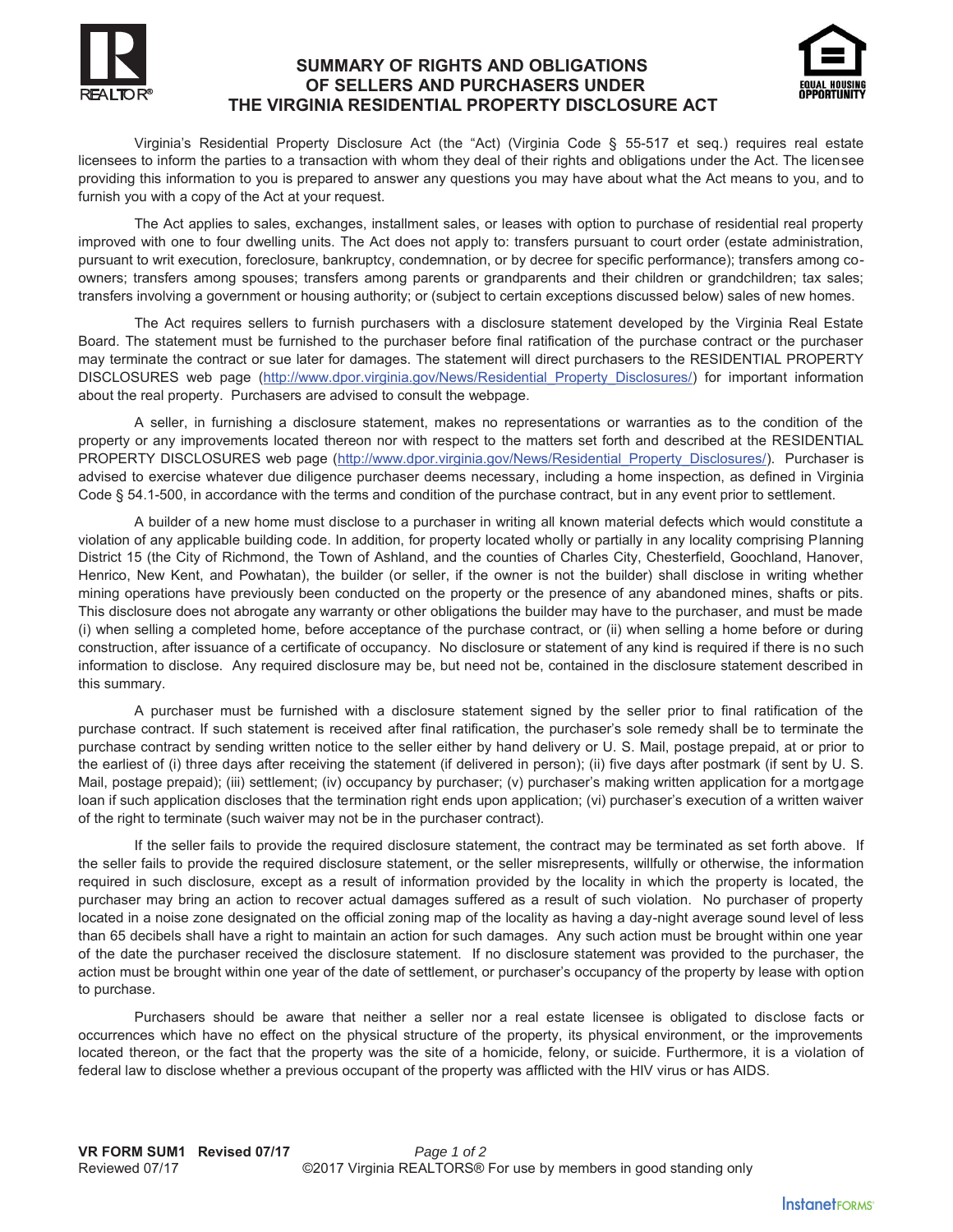# SUMMARY OF RIGHTS AND OBLIGATIONS OF SELLERS AND PURCHASERS UNDER THE VIRGINIA RESIDENTIAL PROPERTY DISCLOSURE ACT

Virginia's Residential Property Disclosure Act (the "Act) (Virginia Code § 55-517 et seq.) requires real estate licensees to inform the parties to a transaction with whom they deal of their rights and obligations under the Act. The licensee providing this information to you is prepared to answer any questions you may have about what the Act means to you, and to furnish you with a copy of the Act at your request.

The Act applies to sales, exchanges, installment sales, or leases with option to purchase of residential real property improved with one to four dwelling units. The Act does not apply to: transfers pursuant to court order (estate administration, pursuant to writ execution, foreclosure, bankruptcy, condemnation, or by decree for specific performance); transfers among co-owners; transfers among spouses; transfers among parents or grandparents and their children or grandchildren; tax sales; transfers involving a government or housing authority; or (subject to certain exceptions discussed below) sales of new homes.

The Act requires sellers to furnish purchasers with a disclosure statement developed by the Virginia Real Estate Board. The statement must be furnished to the purchaser before final ratification of the purchase contract or the purchaser may terminate the contract or sue later for damages. The statement will direct purchasers to the RESIDENTIAL PROPERTY DISCLOSURES web page (http://www.dpor.virginia.gov/News/Residential_Property_Disclosures/) for important information about the real property. Purchasers are advised to consult the webpage.

A seller, in furnishing a disclosure statement, makes no representations or warranties as to the condition of the property or any improvements located thereon nor with respect to the matters set forth and described at the RESIDENTIAL PROPERTY DISCLOSURES web page (http://www.dpor.virginia.gov/News/Residential_Property_Disclosures/). Purchaser is advised to exercise whatever due diligence purchaser deems necessary, including a home inspection, as defined in Virginia Code § 54.1-500, in accordance with the terms and condition of the purchase contract, but in any event prior to settlement.

A builder of a new home must disclose to a purchaser in writing all known material defects which would constitute a violation of any applicable building code. In addition, for property located wholly or partially in any locality comprising Planning District 15 (the City of Richmond, the Town of Ashland, and the counties of Charles City, Chesterfield, Goochland, Hanover, Henrico, New Kent, and Powhatan), the builder (or seller, if the owner is not the builder) shall disclose in writing whether mining operations have previously been conducted on the property or the presence of any abandoned mines, shafts or pits. This disclosure does not abrogate any warranty or other obligations the builder may have to the purchaser, and must be made (i) when selling a completed home, before acceptance of the purchase contract, or (ii) when selling a home before or during construction, after issuance of a certificate of occupancy. No disclosure or statement of any kind is required if there is no such information to disclose. Any required disclosure may be, but need not be, contained in the disclosure statement described in this summary.

A purchaser must be furnished with a disclosure statement signed by the seller prior to final ratification of the purchase contract. If such statement is received after final ratification, the purchaser's sole remedy shall be to terminate the purchase contract by sending written notice to the seller either by hand delivery or U. S. Mail, postage prepaid, at or prior to the earliest of (i) three days after receiving the statement (if delivered in person); (ii) five days after postmark (if sent by U. S. Mail, postage prepaid); (iii) settlement; (iv) occupancy by purchaser; (v) purchaser's making written application for a mortgage loan if such application discloses that the termination right ends upon application; (vi) purchaser's execution of a written waiver of the right to terminate (such waiver may not be in the purchaser contract).

If the seller fails to provide the required disclosure statement, the contract may be terminated as set forth above. If the seller fails to provide the required disclosure statement, or the seller misrepresents, willfully or otherwise, the information required in such disclosure, except as a result of information provided by the locality in which the property is located, the purchaser may bring an action to recover actual damages suffered as a result of such violation. No purchaser of property located in a noise zone designated on the official zoning map of the locality as having a day-night average sound level of less than 65 decibels shall have a right to maintain an action for such damages. Any such action must be brought within one year of the date the purchaser received the disclosure statement. If no disclosure statement was provided to the purchaser, the action must be brought within one year of the date of settlement, or purchaser's occupancy of the property by lease with option to purchase.

Purchasers should be aware that neither a seller nor a real estate licensee is obligated to disclose facts or occurrences which have no effect on the physical structure of the property, its physical environment, or the improvements located thereon, or the fact that the property was the site of a homicide, felony, or suicide. Furthermore, it is a violation of federal law to disclose whether a previous occupant of the property was afflicted with the HIV virus or has AIDS.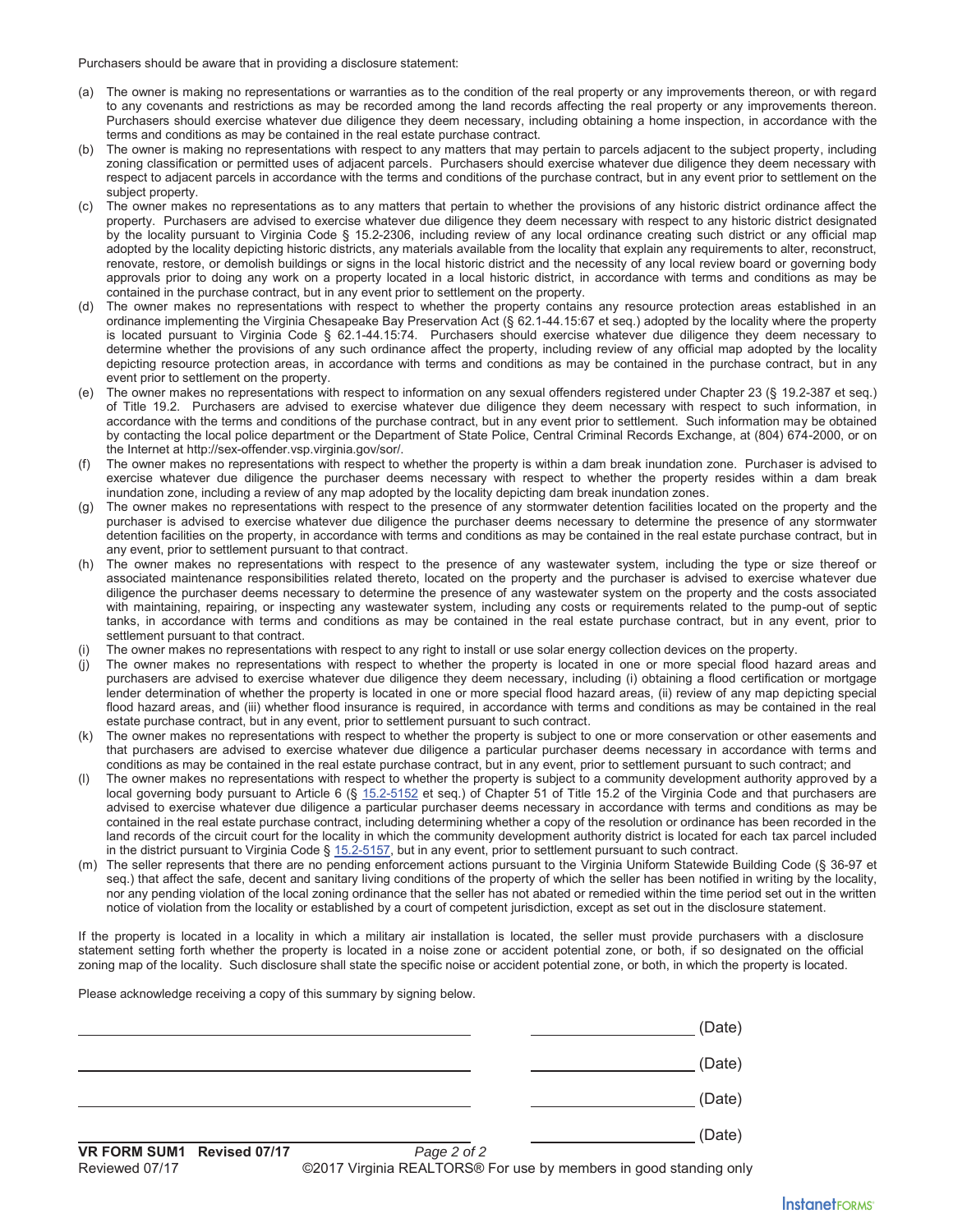Purchasers should be aware that in providing a disclosure statement:

(a) The owner is making no representations or warranties as to the condition of the real property or any improvements thereon, or with regard to any covenants and restrictions as may be recorded among the land records affecting the real property or any improvements thereon. Purchasers should exercise whatever due diligence they deem necessary, including obtaining a home inspection, in accordance with the terms and conditions as may be contained in the real estate purchase contract.

(b) The owner is making no representations with respect to any matters that may pertain to parcels adjacent to the subject property, including zoning classification or permitted uses of adjacent parcels. Purchasers should exercise whatever due diligence they deem necessary with respect to adjacent parcels in accordance with the terms and conditions of the purchase contract, but in any event prior to settlement on the subject property.

(c) The owner makes no representations as to any matters that pertain to whether the provisions of any historic district ordinance affect the property. Purchasers are advised to exercise whatever due diligence they deem necessary with respect to any historic district designated by the locality pursuant to Virginia Code § 15.2-2306, including review of any local ordinance creating such district or any official map adopted by the locality depicting historic districts, any materials available from the locality that explain any requirements to alter, reconstruct, renovate, restore, or demolish buildings or signs in the local historic district and the necessity of any local review board or governing body approvals prior to doing any work on a property located in a local historic district, in accordance with terms and conditions as may be contained in the purchase contract, but in any event prior to settlement on the property.

(d) The owner makes no representations with respect to whether the property contains any resource protection areas established in an ordinance implementing the Virginia Chesapeake Bay Preservation Act (§ 62.1-44.15:67 et seq.) adopted by the locality where the property is located pursuant to Virginia Code § 62.1-44.15:74. Purchasers should exercise whatever due diligence they deem necessary to determine whether the provisions of any such ordinance affect the property, including review of any official map adopted by the locality depicting resource protection areas, in accordance with terms and conditions as may be contained in the purchase contract, but in any event prior to settlement on the property.

(e) The owner makes no representations with respect to information on any sexual offenders registered under Chapter 23 (§ 19.2-387 et seq.) of Title 19.2. Purchasers are advised to exercise whatever due diligence they deem necessary with respect to such information, in accordance with the terms and conditions of the purchase contract, but in any event prior to settlement. Such information may be obtained by contacting the local police department or the Department of State Police, Central Criminal Records Exchange, at (804) 674-2000, or on the Internet at http://sex-offender.vsp.virginia.gov/sor/.

(f) The owner makes no representations with respect to whether the property is within a dam break inundation zone. Purchaser is advised to exercise whatever due diligence the purchaser deems necessary with respect to whether the property resides within a dam break inundation zone, including a review of any map adopted by the locality depicting dam break inundation zones.

(g) The owner makes no representations with respect to the presence of any stormwater detention facilities located on the property and the purchaser is advised to exercise whatever due diligence the purchaser deems necessary to determine the presence of any stormwater detention facilities on the property, in accordance with terms and conditions as may be contained in the real estate purchase contract, but in any event, prior to settlement pursuant to that contract.

(h) The owner makes no representations with respect to the presence of any wastewater system, including the type or size thereof or associated maintenance responsibilities related thereto, located on the property and the purchaser is advised to exercise whatever due diligence the purchaser deems necessary to determine the presence of any wastewater system on the property and the costs associated with maintaining, repairing, or inspecting any wastewater system, including any costs or requirements related to the pump-out of septic tanks, in accordance with terms and conditions as may be contained in the real estate purchase contract, but in any event, prior to settlement pursuant to that contract.

(i) The owner makes no representations with respect to any right to install or use solar energy collection devices on the property.

(j) The owner makes no representations with respect to whether the property is located in one or more special flood hazard areas and purchasers are advised to exercise whatever due diligence they deem necessary, including (i) obtaining a flood certification or mortgage lender determination of whether the property is located in one or more special flood hazard areas, (ii) review of any map depicting special flood hazard areas, and (iii) whether flood insurance is required, in accordance with terms and conditions as may be contained in the real estate purchase contract, but in any event, prior to settlement pursuant to such contract.

(k) The owner makes no representations with respect to whether the property is subject to one or more conservation or other easements and that purchasers are advised to exercise whatever due diligence a particular purchaser deems necessary in accordance with terms and conditions as may be contained in the real estate purchase contract, but in any event, prior to settlement pursuant to such contract; and

(l) The owner makes no representations with respect to whether the property is subject to a community development authority approved by a local governing body pursuant to Article 6 (§ 15.2-5152 et seq.) of Chapter 51 of Title 15.2 of the Virginia Code and that purchasers are advised to exercise whatever due diligence a particular purchaser deems necessary in accordance with terms and conditions as may be contained in the real estate purchase contract, including determining whether a copy of the resolution or ordinance has been recorded in the land records of the circuit court for the locality in which the community development authority district is located for each tax parcel included in the district pursuant to Virginia Code § 15.2-5157, but in any event, prior to settlement pursuant to such contract.

(m) The seller represents that there are no pending enforcement actions pursuant to the Virginia Uniform Statewide Building Code (§ 36-97 et seq.) that affect the safe, decent and sanitary living conditions of the property of which the seller has been notified in writing by the locality, nor any pending violation of the local zoning ordinance that the seller has not abated or remedied within the time period set out in the written notice of violation from the locality or established by a court of competent jurisdiction, except as set out in the disclosure statement.

If the property is located in a locality in which a military air installation is located, the seller must provide purchasers with a disclosure statement setting forth whether the property is located in a noise zone or accident potential zone, or both, if so designated on the official zoning map of the locality. Such disclosure shall state the specific noise or accident potential zone, or both, in which the property is located.

Please acknowledge receiving a copy of this summary by signing below.

______________________________ ______________ (Date)

______________________________ ______________ (Date)

______________________________ ______________ (Date)

______________________________ ______________ (Date)

**VR FORM SUM1 Revised 07/17**
Reviewed 07/17
©2017 Virginia REALTORS® For use by members in good standing only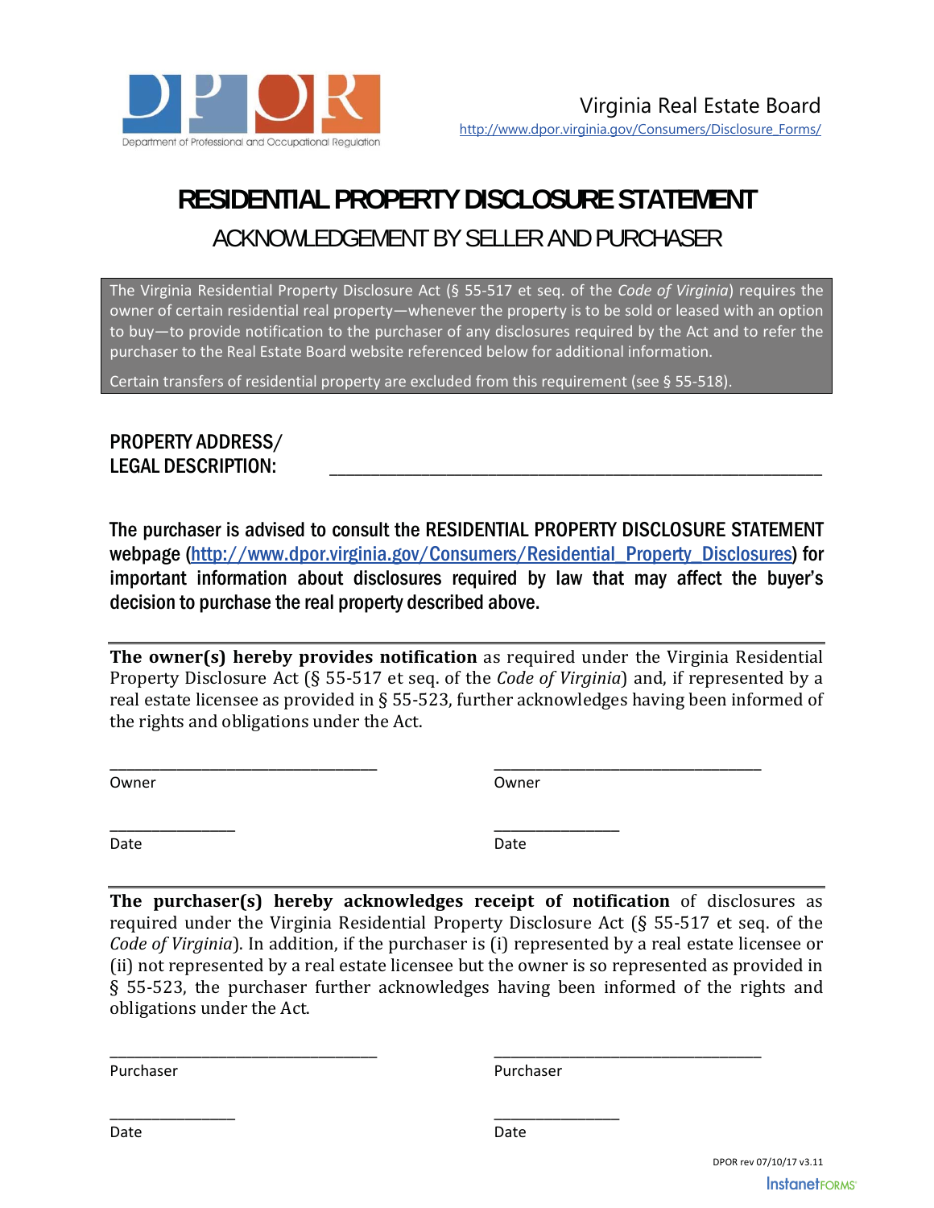Virginia Real Estate Board
http://www.dpor.virginia.gov/Consumers/Disclosure_Forms/

# RESIDENTIAL PROPERTY DISCLOSURE STATEMENT

## ACKNOWLEDGEMENT BY SELLER AND PURCHASER

The Virginia Residential Property Disclosure Act (§ 55-517 et seq. of the *Code of Virginia*) requires the owner of certain residential real property—whenever the property is to be sold or leased with an option to buy—to provide notification to the purchaser of any disclosures required by the Act and to refer the purchaser to the Real Estate Board website referenced below for additional information.

Certain transfers of residential property are excluded from this requirement (see § 55-518).

**PROPERTY ADDRESS/ LEGAL DESCRIPTION:** ____________________________________________

**The purchaser is advised to consult the RESIDENTIAL PROPERTY DISCLOSURE STATEMENT webpage (http://www.dpor.virginia.gov/Consumers/Residential_Property_Disclosures) for important information about disclosures required by law that may affect the buyer's decision to purchase the real property described above.**

---

**The owner(s) hereby provides notification** as required under the Virginia Residential Property Disclosure Act (§ 55-517 et seq. of the *Code of Virginia*) and, if represented by a real estate licensee as provided in § 55-523, further acknowledges having been informed of the rights and obligations under the Act.

| | |
|---|---|
| ______________________ | ______________________ |
| Owner | Owner |
| __________ | __________ |
| Date | Date |

---

**The purchaser(s) hereby acknowledges receipt of notification** of disclosures as required under the Virginia Residential Property Disclosure Act (§ 55-517 et seq. of the *Code of Virginia*). In addition, if the purchaser is (i) represented by a real estate licensee or (ii) not represented by a real estate licensee but the owner is so represented as provided in § 55-523, the purchaser further acknowledges having been informed of the rights and obligations under the Act.

| | |
|---|---|
| ______________________ | ______________________ |
| Purchaser | Purchaser |
| __________ | __________ |
| Date | Date |

DPOR rev 07/10/17 v3.11